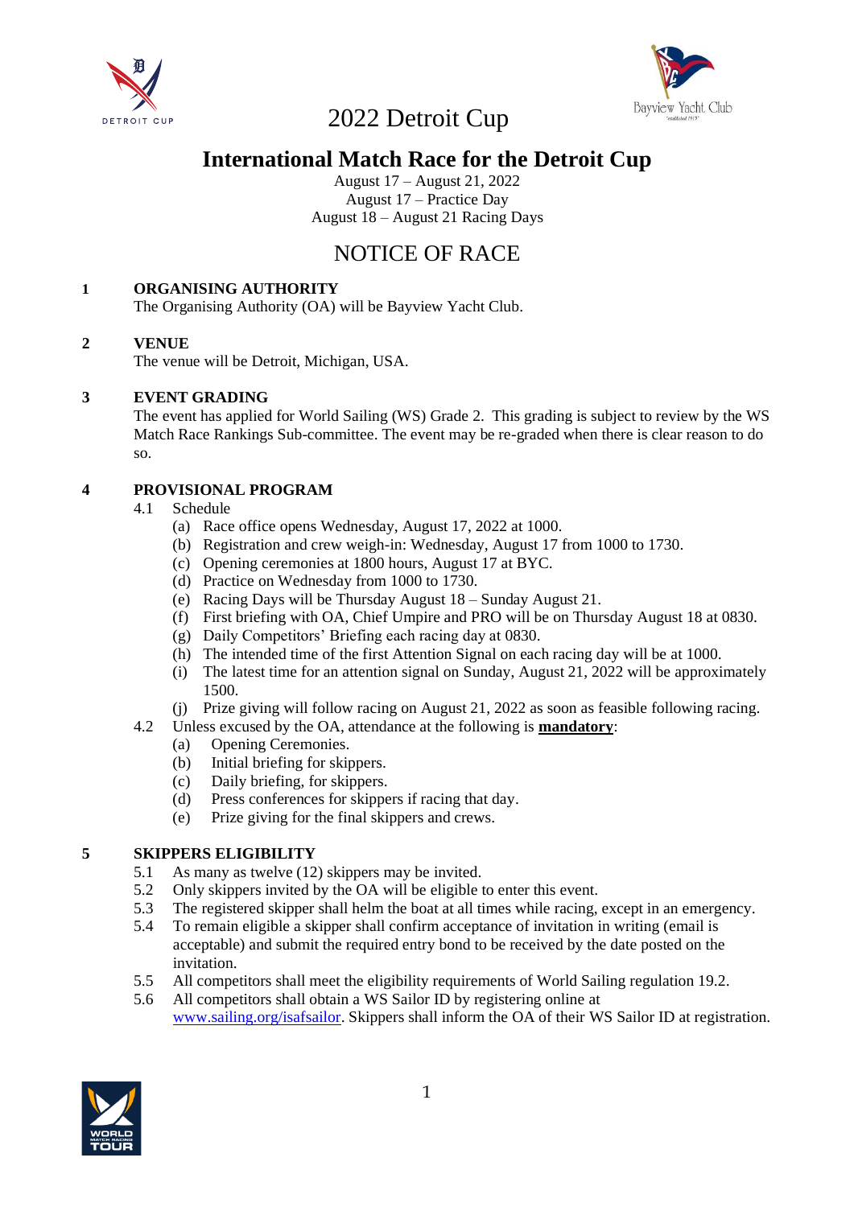# 2022 Detroit Cup

## International Match Race for the Detroit Cup

August 17 – August 21, 2022
August 17 – Practice Day
August 18 – August 21 Racing Days

## NOTICE OF RACE

### 1 ORGANISING AUTHORITY

The Organising Authority (OA) will be Bayview Yacht Club.

### 2 VENUE

The venue will be Detroit, Michigan, USA.

### 3 EVENT GRADING

The event has applied for World Sailing (WS) Grade 2. This grading is subject to review by the WS Match Race Rankings Sub-committee. The event may be re-graded when there is clear reason to do so.

### 4 PROVISIONAL PROGRAM

4.1 Schedule

(a) Race office opens Wednesday, August 17, 2022 at 1000.
(b) Registration and crew weigh-in: Wednesday, August 17 from 1000 to 1730.
(c) Opening ceremonies at 1800 hours, August 17 at BYC.
(d) Practice on Wednesday from 1000 to 1730.
(e) Racing Days will be Thursday August 18 – Sunday August 21.
(f) First briefing with OA, Chief Umpire and PRO will be on Thursday August 18 at 0830.
(g) Daily Competitors' Briefing each racing day at 0830.
(h) The intended time of the first Attention Signal on each racing day will be at 1000.
(i) The latest time for an attention signal on Sunday, August 21, 2022 will be approximately 1500.
(j) Prize giving will follow racing on August 21, 2022 as soon as feasible following racing.

4.2 Unless excused by the OA, attendance at the following is **mandatory**:

(a) Opening Ceremonies.
(b) Initial briefing for skippers.
(c) Daily briefing, for skippers.
(d) Press conferences for skippers if racing that day.
(e) Prize giving for the final skippers and crews.

### 5 SKIPPERS ELIGIBILITY

5.1 As many as twelve (12) skippers may be invited.

5.2 Only skippers invited by the OA will be eligible to enter this event.

5.3 The registered skipper shall helm the boat at all times while racing, except in an emergency.

5.4 To remain eligible a skipper shall confirm acceptance of invitation in writing (email is acceptable) and submit the required entry bond to be received by the date posted on the invitation.

5.5 All competitors shall meet the eligibility requirements of World Sailing regulation 19.2.

5.6 All competitors shall obtain a WS Sailor ID by registering online at www.sailing.org/isafsailor. Skippers shall inform the OA of their WS Sailor ID at registration.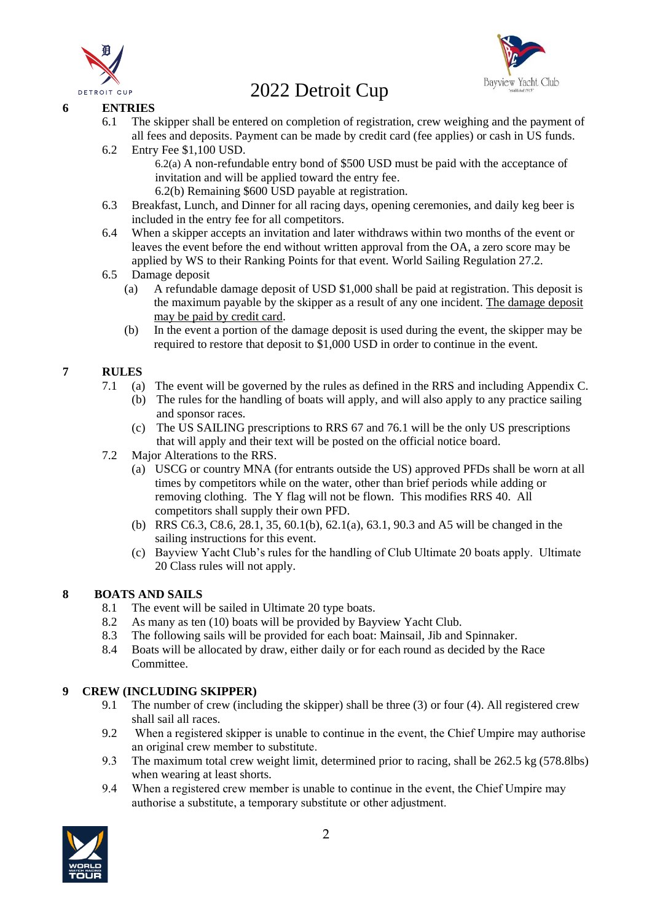## 6 ENTRIES

6.1 The skipper shall be entered on completion of registration, crew weighing and the payment of all fees and deposits. Payment can be made by credit card (fee applies) or cash in US funds.

6.2 Entry Fee $1,100 USD.

6.2(a) A non-refundable entry bond of $500 USD must be paid with the acceptance of invitation and will be applied toward the entry fee.

6.2(b) Remaining $600 USD payable at registration.

6.3 Breakfast, Lunch, and Dinner for all racing days, opening ceremonies, and daily keg beer is included in the entry fee for all competitors.

6.4 When a skipper accepts an invitation and later withdraws within two months of the event or leaves the event before the end without written approval from the OA, a zero score may be applied by WS to their Ranking Points for that event. World Sailing Regulation 27.2.

6.5 Damage deposit

(a) A refundable damage deposit of USD $1,000 shall be paid at registration. This deposit is the maximum payable by the skipper as a result of any one incident. The damage deposit may be paid by credit card.

(b) In the event a portion of the damage deposit is used during the event, the skipper may be required to restore that deposit to $1,000 USD in order to continue in the event.

## 7 RULES

7.1 (a) The event will be governed by the rules as defined in the RRS and including Appendix C.

(b) The rules for the handling of boats will apply, and will also apply to any practice sailing and sponsor races.

(c) The US SAILING prescriptions to RRS 67 and 76.1 will be the only US prescriptions that will apply and their text will be posted on the official notice board.

7.2 Major Alterations to the RRS.

(a) USCG or country MNA (for entrants outside the US) approved PFDs shall be worn at all times by competitors while on the water, other than brief periods while adding or removing clothing. The Y flag will not be flown. This modifies RRS 40. All competitors shall supply their own PFD.

(b) RRS C6.3, C8.6, 28.1, 35, 60.1(b), 62.1(a), 63.1, 90.3 and A5 will be changed in the sailing instructions for this event.

(c) Bayview Yacht Club's rules for the handling of Club Ultimate 20 boats apply. Ultimate 20 Class rules will not apply.

## 8 BOATS AND SAILS

8.1 The event will be sailed in Ultimate 20 type boats.

8.2 As many as ten (10) boats will be provided by Bayview Yacht Club.

8.3 The following sails will be provided for each boat: Mainsail, Jib and Spinnaker.

8.4 Boats will be allocated by draw, either daily or for each round as decided by the Race Committee.

## 9 CREW (INCLUDING SKIPPER)

9.1 The number of crew (including the skipper) shall be three (3) or four (4). All registered crew shall sail all races.

9.2 When a registered skipper is unable to continue in the event, the Chief Umpire may authorise an original crew member to substitute.

9.3 The maximum total crew weight limit, determined prior to racing, shall be 262.5 kg (578.8lbs) when wearing at least shorts.

9.4 When a registered crew member is unable to continue in the event, the Chief Umpire may authorise a substitute, a temporary substitute or other adjustment.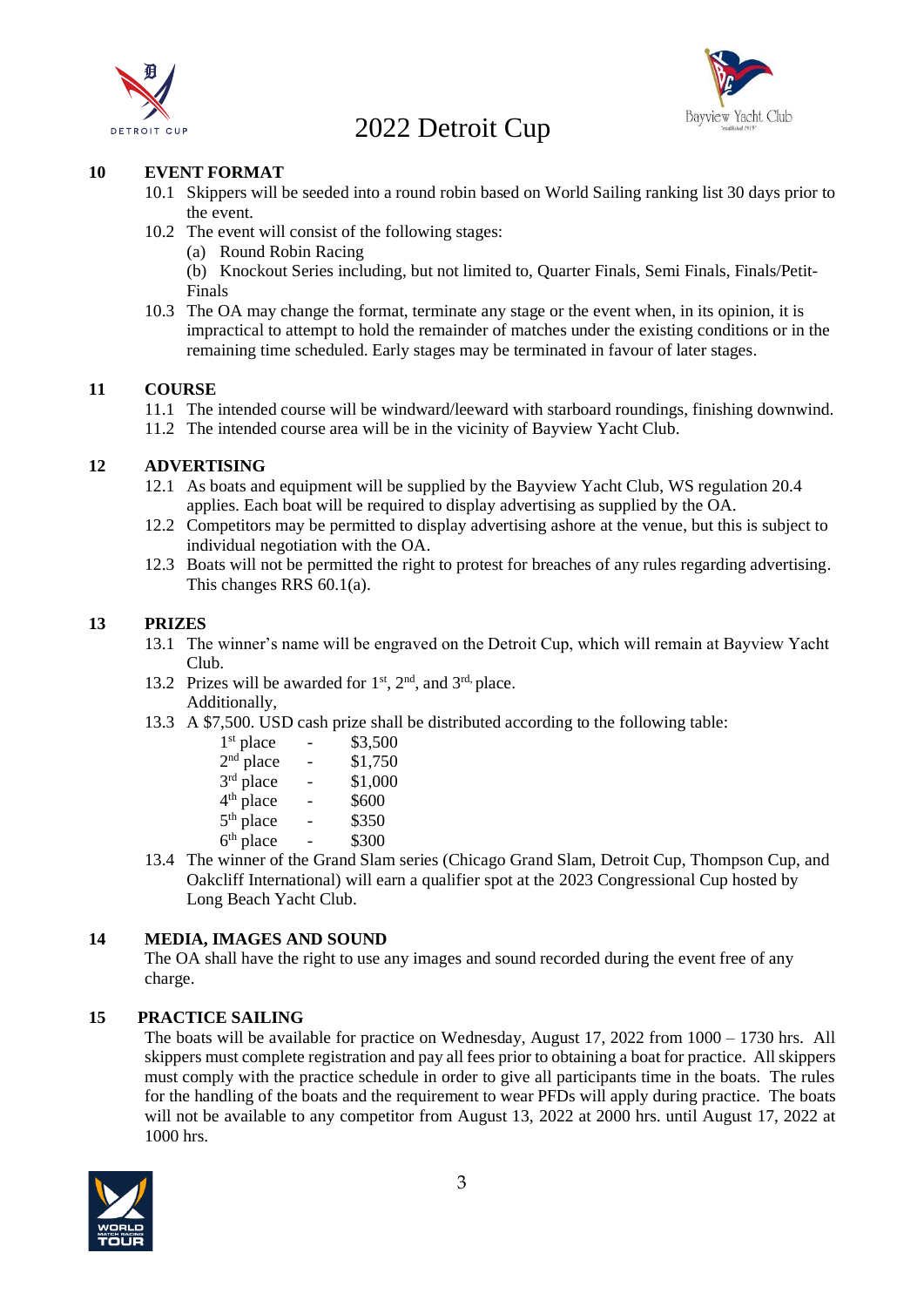## 10 EVENT FORMAT

10.1 Skippers will be seeded into a round robin based on World Sailing ranking list 30 days prior to the event.

10.2 The event will consist of the following stages:
  (a) Round Robin Racing
  (b) Knockout Series including, but not limited to, Quarter Finals, Semi Finals, Finals/Petit-Finals

10.3 The OA may change the format, terminate any stage or the event when, in its opinion, it is impractical to attempt to hold the remainder of matches under the existing conditions or in the remaining time scheduled. Early stages may be terminated in favour of later stages.

## 11 COURSE

11.1 The intended course will be windward/leeward with starboard roundings, finishing downwind.

11.2 The intended course area will be in the vicinity of Bayview Yacht Club.

## 12 ADVERTISING

12.1 As boats and equipment will be supplied by the Bayview Yacht Club, WS regulation 20.4 applies. Each boat will be required to display advertising as supplied by the OA.

12.2 Competitors may be permitted to display advertising ashore at the venue, but this is subject to individual negotiation with the OA.

12.3 Boats will not be permitted the right to protest for breaches of any rules regarding advertising. This changes RRS 60.1(a).

## 13 PRIZES

13.1 The winner's name will be engraved on the Detroit Cup, which will remain at Bayview Yacht Club.

13.2 Prizes will be awarded for 1st, 2nd, and 3rd, place.
Additionally,

13.3 A $7,500. USD cash prize shall be distributed according to the following table:

| | | |
|---|---|---|
| 1st place | - | $3,500 |
| 2nd place | - | $1,750 |
| 3rd place | - | $1,000 |
| 4th place | - | $600 |
| 5th place | - | $350 |
| 6th place | - | $300 |

13.4 The winner of the Grand Slam series (Chicago Grand Slam, Detroit Cup, Thompson Cup, and Oakcliff International) will earn a qualifier spot at the 2023 Congressional Cup hosted by Long Beach Yacht Club.

## 14 MEDIA, IMAGES AND SOUND

The OA shall have the right to use any images and sound recorded during the event free of any charge.

## 15 PRACTICE SAILING

The boats will be available for practice on Wednesday, August 17, 2022 from 1000 – 1730 hrs. All skippers must complete registration and pay all fees prior to obtaining a boat for practice. All skippers must comply with the practice schedule in order to give all participants time in the boats. The rules for the handling of the boats and the requirement to wear PFDs will apply during practice. The boats will not be available to any competitor from August 13, 2022 at 2000 hrs. until August 17, 2022 at 1000 hrs.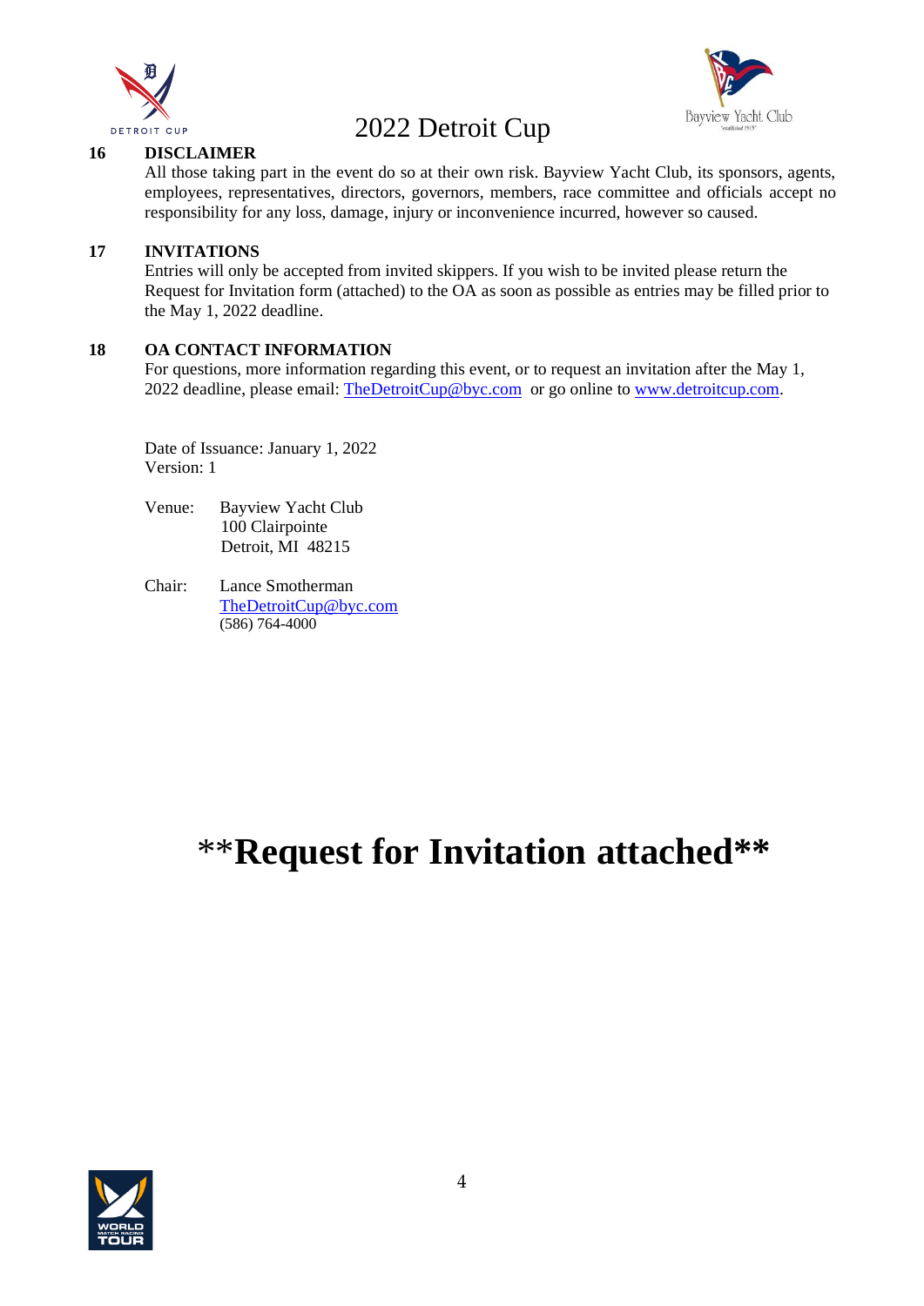## 16 DISCLAIMER

All those taking part in the event do so at their own risk. Bayview Yacht Club, its sponsors, agents, employees, representatives, directors, governors, members, race committee and officials accept no responsibility for any loss, damage, injury or inconvenience incurred, however so caused.

## 17 INVITATIONS

Entries will only be accepted from invited skippers. If you wish to be invited please return the Request for Invitation form (attached) to the OA as soon as possible as entries may be filled prior to the May 1, 2022 deadline.

## 18 OA CONTACT INFORMATION

For questions, more information regarding this event, or to request an invitation after the May 1, 2022 deadline, please email: TheDetroitCup@byc.com or go online to www.detroitcup.com.

Date of Issuance: January 1, 2022
Version: 1

Venue: Bayview Yacht Club
100 Clairpointe
Detroit, MI 48215

Chair: Lance Smotherman
TheDetroitCup@byc.com
(586) 764-4000

# **Request for Invitation attached**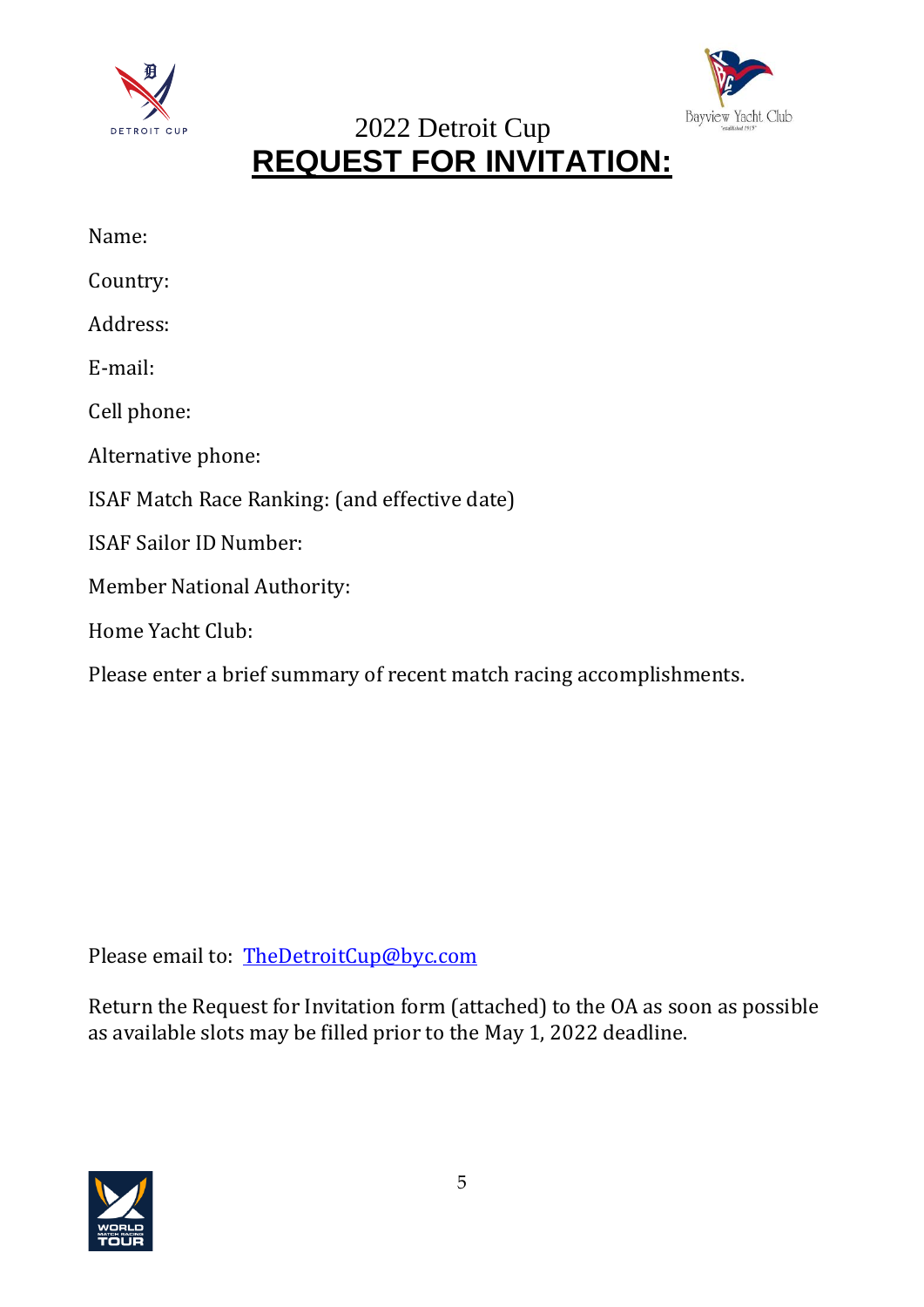2022 Detroit Cup

# REQUEST FOR INVITATION:

Name:

Country:

Address:

E-mail:

Cell phone:

Alternative phone:

ISAF Match Race Ranking: (and effective date)

ISAF Sailor ID Number:

Member National Authority:

Home Yacht Club:

Please enter a brief summary of recent match racing accomplishments.

Please email to: TheDetroitCup@byc.com

Return the Request for Invitation form (attached) to the OA as soon as possible as available slots may be filled prior to the May 1, 2022 deadline.